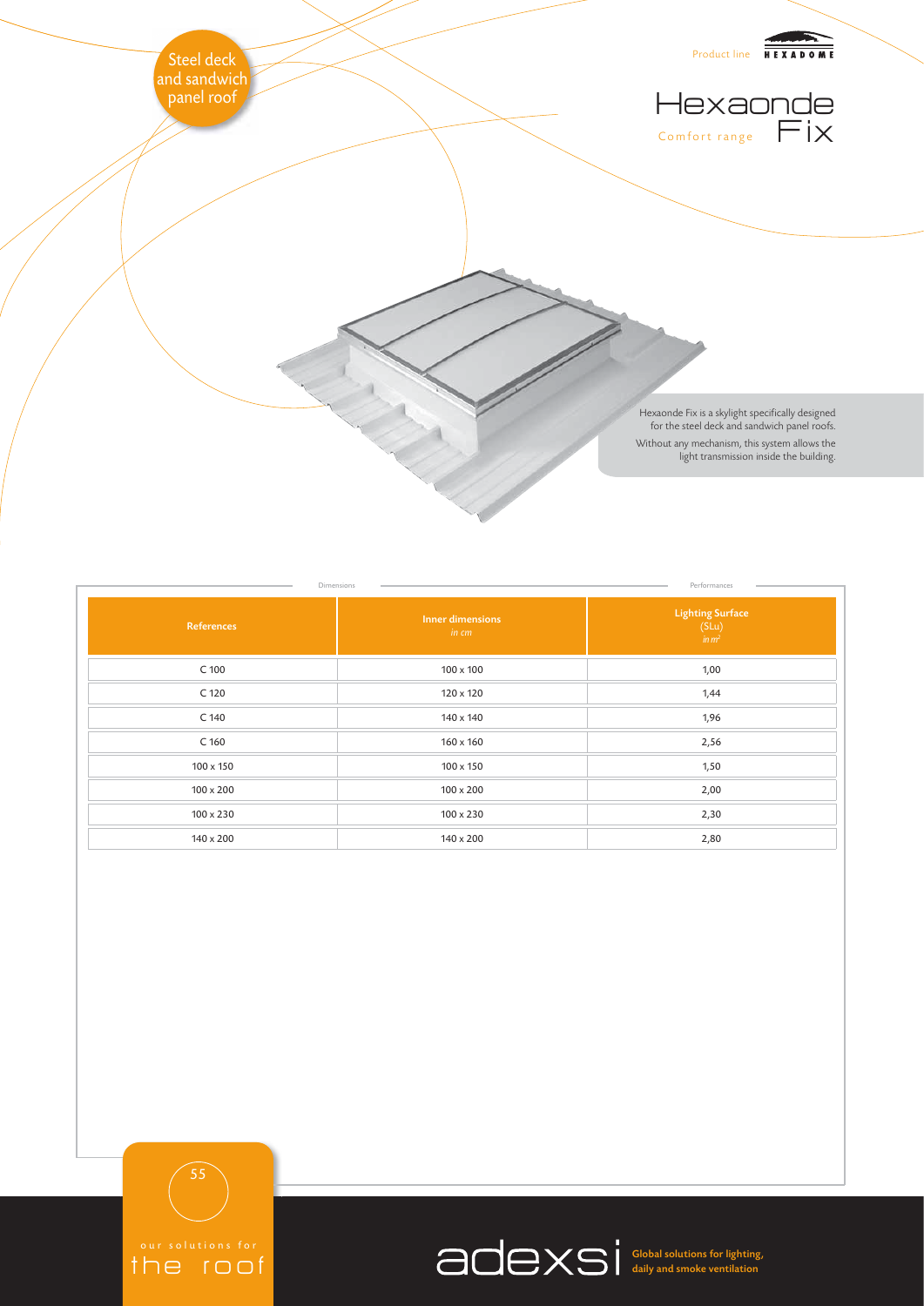Steel deck and sandwich panel roof

Product line HEXADOME

# Hexaonde Fix

Comfort range

Hexaonde Fix is a skylight specifically designed for the steel deck and sandwich panel roofs.

Without any mechanism, this system allows the light transmission inside the building.

| Dimensions | | Performances |
|---|---|---|
| References | Inner dimensions *in cm* | Lighting Surface (SLu) *in $m^2$* |
| C 100 | 100 x 100 | 1,00 |
| C 120 | 120 x 120 | 1,44 |
| C 140 | 140 x 140 | 1,96 |
| C 160 | 160 x 160 | 2,56 |
| 100 x 150 | 100 x 150 | 1,50 |
| 100 x 200 | 100 x 200 | 2,00 |
| 100 x 230 | 100 x 230 | 2,30 |
| 140 x 200 | 140 x 200 | 2,80 |

our solutions for the roof

adexsi Global solutions for lighting, daily and smoke ventilation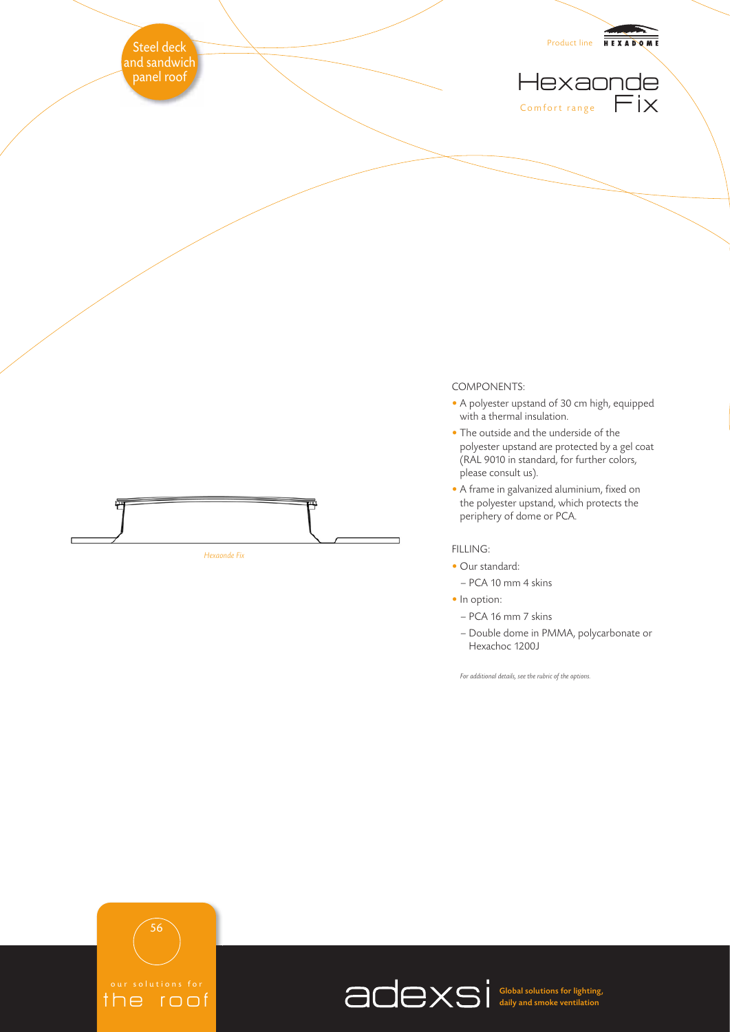Steel deck and sandwich panel roof

Product line HEXADOME

# Hexaonde Fix

Comfort range

Hexaonde Fix

COMPONENTS:

- A polyester upstand of 30 cm high, equipped with a thermal insulation.
- The outside and the underside of the polyester upstand are protected by a gel coat (RAL 9010 in standard, for further colors, please consult us).
- A frame in galvanized aluminium, fixed on the polyester upstand, which protects the periphery of dome or PCA.

FILLING:

- Our standard:
  - PCA 10 mm 4 skins
- In option:
  - PCA 16 mm 7 skins
  - Double dome in PMMA, polycarbonate or Hexachoc 1200J

*For additional details, see the rubric of the options.*

our solutions for the roof

adexsi **Global solutions for lighting, daily and smoke ventilation**